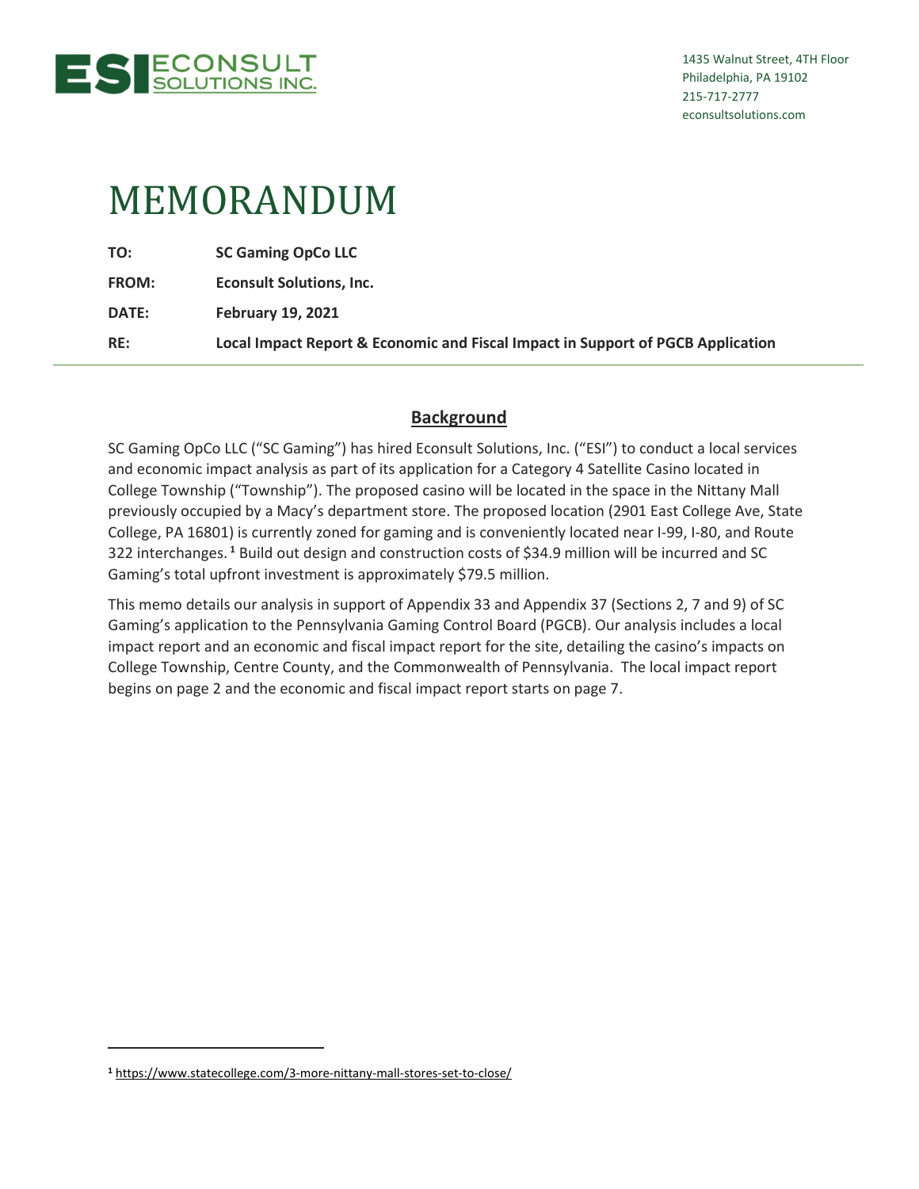ESI ECONSULT SOLUTIONS INC.

1435 Walnut Street, 4TH Floor
Philadelphia, PA 19102
215-717-2777
econsultsolutions.com

# MEMORANDUM

**TO:** **SC Gaming OpCo LLC**

**FROM:** **Econsult Solutions, Inc.**

**DATE:** **February 19, 2021**

**RE:** **Local Impact Report & Economic and Fiscal Impact in Support of PGCB Application**

---

## Background

SC Gaming OpCo LLC ("SC Gaming") has hired Econsult Solutions, Inc. ("ESI") to conduct a local services and economic impact analysis as part of its application for a Category 4 Satellite Casino located in College Township ("Township"). The proposed casino will be located in the space in the Nittany Mall previously occupied by a Macy's department store. The proposed location (2901 East College Ave, State College, PA 16801) is currently zoned for gaming and is conveniently located near I-99, I-80, and Route 322 interchanges.[1] Build out design and construction costs of $34.9 million will be incurred and SC Gaming's total upfront investment is approximately $79.5 million.

This memo details our analysis in support of Appendix 33 and Appendix 37 (Sections 2, 7 and 9) of SC Gaming's application to the Pennsylvania Gaming Control Board (PGCB). Our analysis includes a local impact report and an economic and fiscal impact report for the site, detailing the casino's impacts on College Township, Centre County, and the Commonwealth of Pennsylvania. The local impact report begins on page 2 and the economic and fiscal impact report starts on page 7.

---

[1] https://www.statecollege.com/3-more-nittany-mall-stores-set-to-close/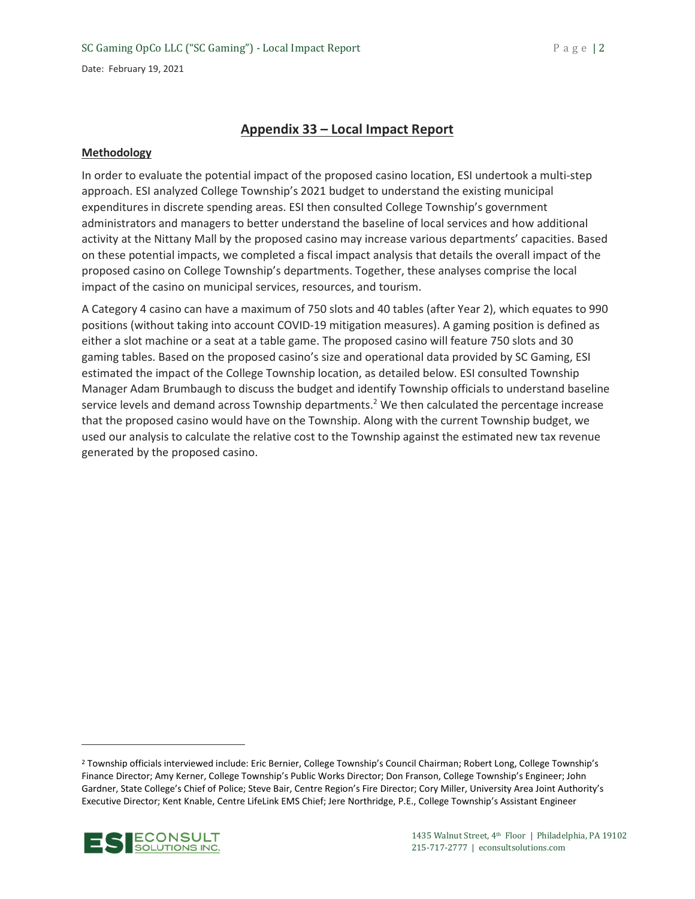## Appendix 33 – Local Impact Report

**Methodology**

In order to evaluate the potential impact of the proposed casino location, ESI undertook a multi-step approach. ESI analyzed College Township's 2021 budget to understand the existing municipal expenditures in discrete spending areas. ESI then consulted College Township's government administrators and managers to better understand the baseline of local services and how additional activity at the Nittany Mall by the proposed casino may increase various departments' capacities. Based on these potential impacts, we completed a fiscal impact analysis that details the overall impact of the proposed casino on College Township's departments. Together, these analyses comprise the local impact of the casino on municipal services, resources, and tourism.

A Category 4 casino can have a maximum of 750 slots and 40 tables (after Year 2), which equates to 990 positions (without taking into account COVID-19 mitigation measures). A gaming position is defined as either a slot machine or a seat at a table game. The proposed casino will feature 750 slots and 30 gaming tables. Based on the proposed casino's size and operational data provided by SC Gaming, ESI estimated the impact of the College Township location, as detailed below. ESI consulted Township Manager Adam Brumbaugh to discuss the budget and identify Township officials to understand baseline service levels and demand across Township departments.[2] We then calculated the percentage increase that the proposed casino would have on the Township. Along with the current Township budget, we used our analysis to calculate the relative cost to the Township against the estimated new tax revenue generated by the proposed casino.

---

[2] Township officials interviewed include: Eric Bernier, College Township's Council Chairman; Robert Long, College Township's Finance Director; Amy Kerner, College Township's Public Works Director; Don Franson, College Township's Engineer; John Gardner, State College's Chief of Police; Steve Bair, Centre Region's Fire Director; Cory Miller, University Area Joint Authority's Executive Director; Kent Knable, Centre LifeLink EMS Chief; Jere Northridge, P.E., College Township's Assistant Engineer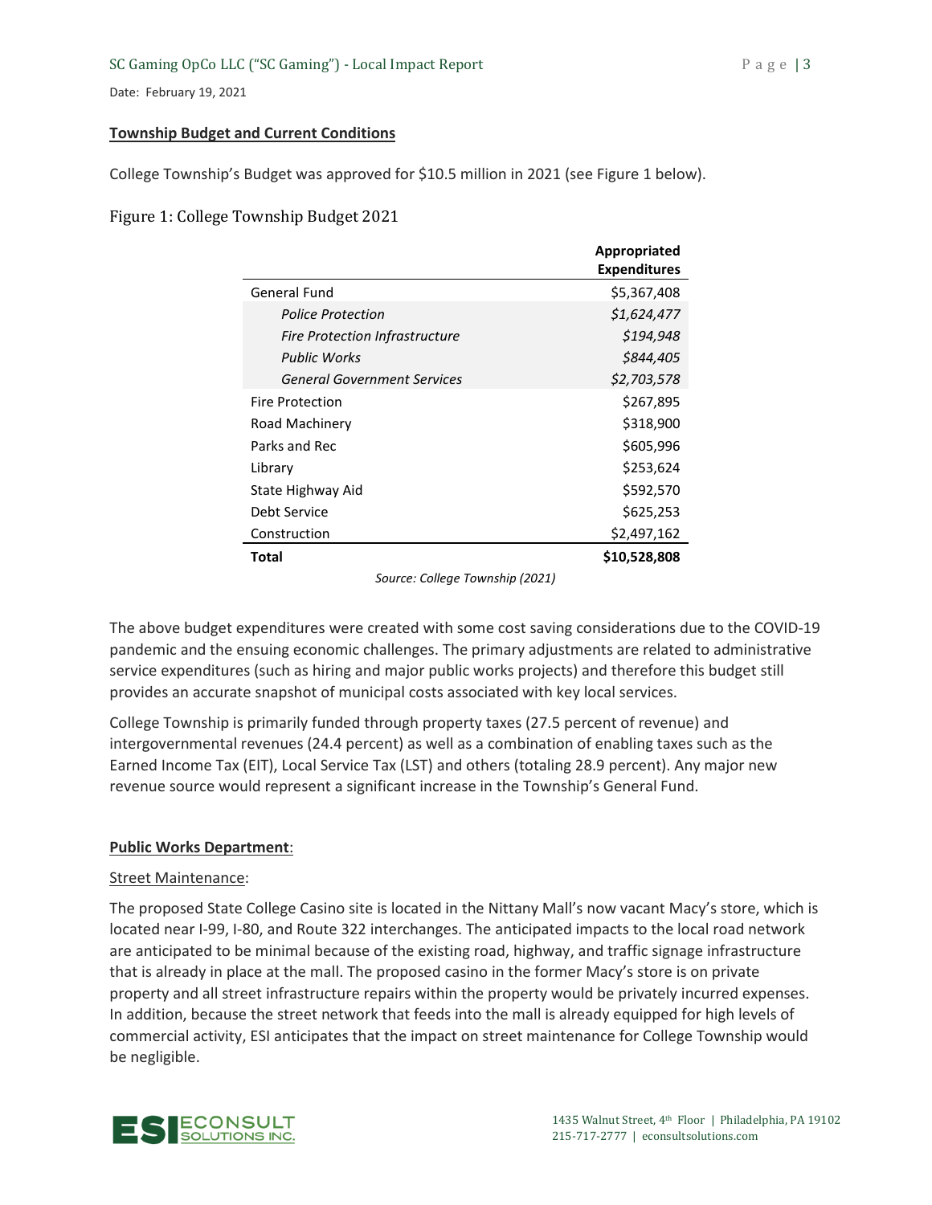**Township Budget and Current Conditions**

College Township's Budget was approved for $10.5 million in 2021 (see Figure 1 below).

### Figure 1: College Township Budget 2021

| | Appropriated Expenditures |
|---|---|
| General Fund | $5,367,408 |
| *Police Protection* | *$1,624,477* |
| *Fire Protection Infrastructure* | *$194,948* |
| *Public Works* | *$844,405* |
| *General Government Services* | *$2,703,578* |
| Fire Protection | $267,895 |
| Road Machinery | $318,900 |
| Parks and Rec | $605,996 |
| Library | $253,624 |
| State Highway Aid | $592,570 |
| Debt Service | $625,253 |
| Construction | $2,497,162 |
| **Total** | **$10,528,808** |

*Source: College Township (2021)*

The above budget expenditures were created with some cost saving considerations due to the COVID-19 pandemic and the ensuing economic challenges. The primary adjustments are related to administrative service expenditures (such as hiring and major public works projects) and therefore this budget still provides an accurate snapshot of municipal costs associated with key local services.

College Township is primarily funded through property taxes (27.5 percent of revenue) and intergovernmental revenues (24.4 percent) as well as a combination of enabling taxes such as the Earned Income Tax (EIT), Local Service Tax (LST) and others (totaling 28.9 percent). Any major new revenue source would represent a significant increase in the Township's General Fund.

**Public Works Department**:

Street Maintenance:

The proposed State College Casino site is located in the Nittany Mall's now vacant Macy's store, which is located near I-99, I-80, and Route 322 interchanges. The anticipated impacts to the local road network are anticipated to be minimal because of the existing road, highway, and traffic signage infrastructure that is already in place at the mall. The proposed casino in the former Macy's store is on private property and all street infrastructure repairs within the property would be privately incurred expenses. In addition, because the street network that feeds into the mall is already equipped for high levels of commercial activity, ESI anticipates that the impact on street maintenance for College Township would be negligible.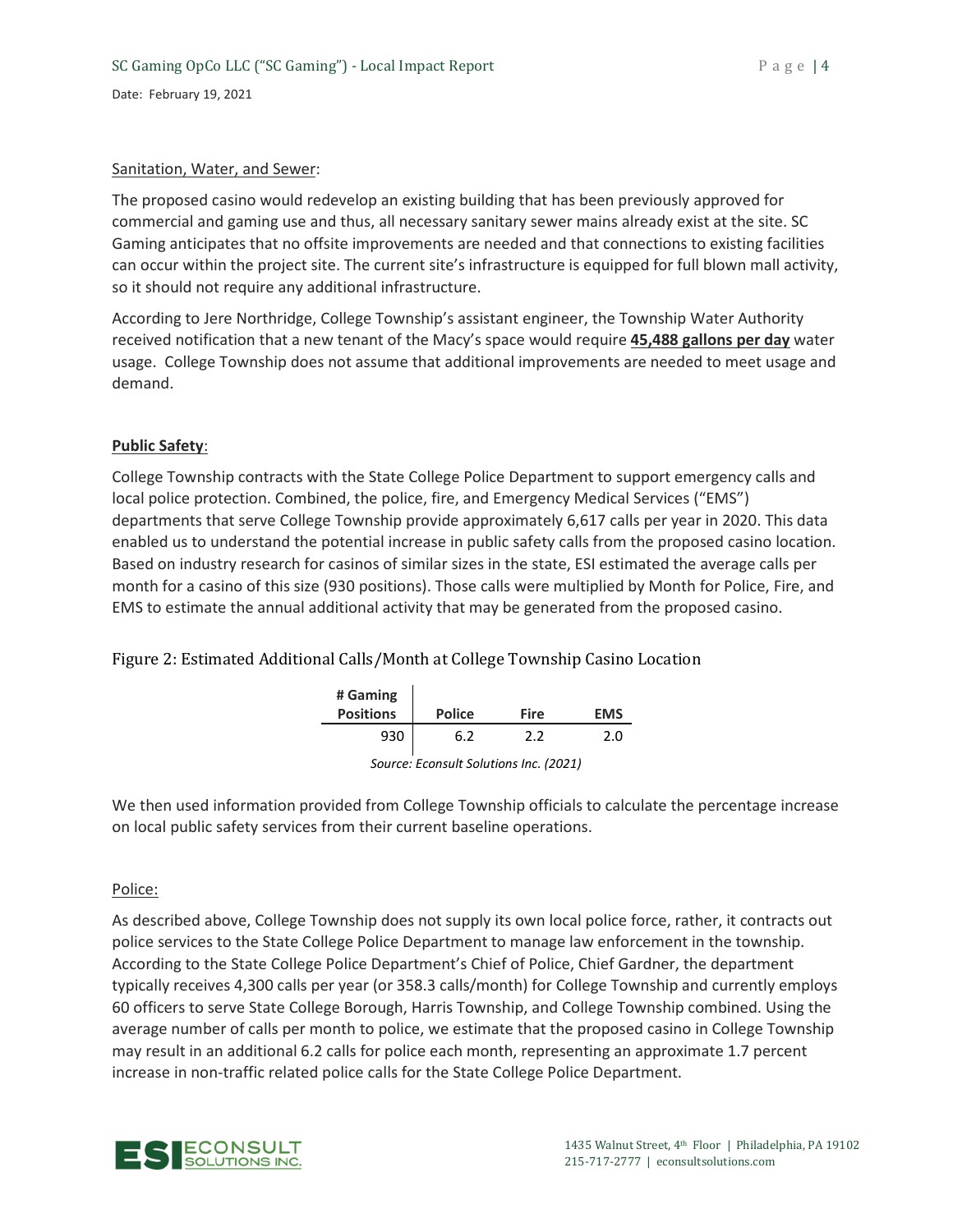<u>Sanitation, Water, and Sewer</u>:

The proposed casino would redevelop an existing building that has been previously approved for commercial and gaming use and thus, all necessary sanitary sewer mains already exist at the site. SC Gaming anticipates that no offsite improvements are needed and that connections to existing facilities can occur within the project site. The current site's infrastructure is equipped for full blown mall activity, so it should not require any additional infrastructure.

According to Jere Northridge, College Township's assistant engineer, the Township Water Authority received notification that a new tenant of the Macy's space would require **<u>45,488 gallons per day</u>** water usage. College Township does not assume that additional improvements are needed to meet usage and demand.

**<u>Public Safety</u>**:

College Township contracts with the State College Police Department to support emergency calls and local police protection. Combined, the police, fire, and Emergency Medical Services ("EMS") departments that serve College Township provide approximately 6,617 calls per year in 2020. This data enabled us to understand the potential increase in public safety calls from the proposed casino location. Based on industry research for casinos of similar sizes in the state, ESI estimated the average calls per month for a casino of this size (930 positions). Those calls were multiplied by Month for Police, Fire, and EMS to estimate the annual additional activity that may be generated from the proposed casino.

Figure 2: Estimated Additional Calls/Month at College Township Casino Location

| # Gaming Positions | Police | Fire | EMS |
|---|---|---|---|
| 930 | 6.2 | 2.2 | 2.0 |

*Source: Econsult Solutions Inc. (2021)*

We then used information provided from College Township officials to calculate the percentage increase on local public safety services from their current baseline operations.

<u>Police:</u>

As described above, College Township does not supply its own local police force, rather, it contracts out police services to the State College Police Department to manage law enforcement in the township. According to the State College Police Department's Chief of Police, Chief Gardner, the department typically receives 4,300 calls per year (or 358.3 calls/month) for College Township and currently employs 60 officers to serve State College Borough, Harris Township, and College Township combined. Using the average number of calls per month to police, we estimate that the proposed casino in College Township may result in an additional 6.2 calls for police each month, representing an approximate 1.7 percent increase in non-traffic related police calls for the State College Police Department.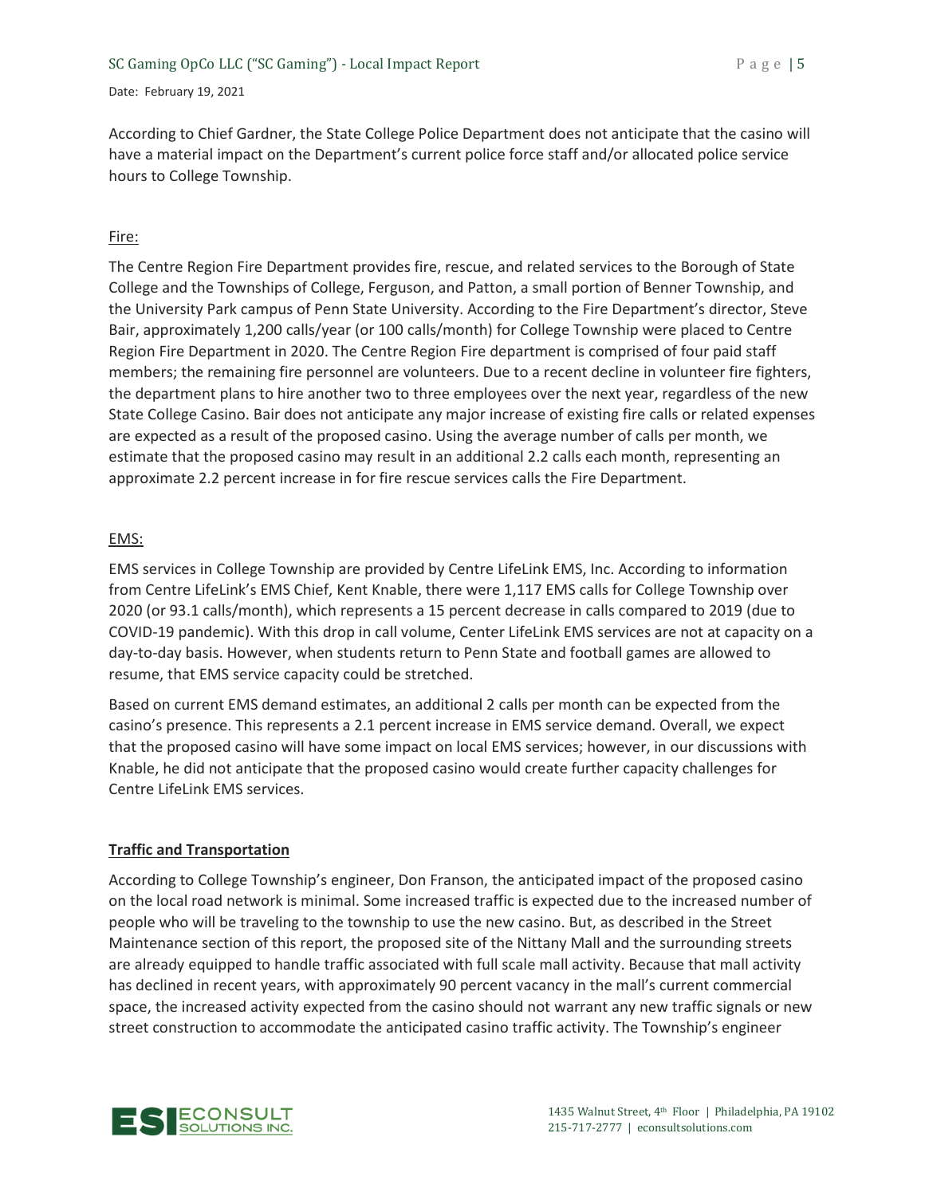According to Chief Gardner, the State College Police Department does not anticipate that the casino will have a material impact on the Department's current police force staff and/or allocated police service hours to College Township.

Fire:

The Centre Region Fire Department provides fire, rescue, and related services to the Borough of State College and the Townships of College, Ferguson, and Patton, a small portion of Benner Township, and the University Park campus of Penn State University. According to the Fire Department's director, Steve Bair, approximately 1,200 calls/year (or 100 calls/month) for College Township were placed to Centre Region Fire Department in 2020. The Centre Region Fire department is comprised of four paid staff members; the remaining fire personnel are volunteers. Due to a recent decline in volunteer fire fighters, the department plans to hire another two to three employees over the next year, regardless of the new State College Casino. Bair does not anticipate any major increase of existing fire calls or related expenses are expected as a result of the proposed casino. Using the average number of calls per month, we estimate that the proposed casino may result in an additional 2.2 calls each month, representing an approximate 2.2 percent increase in for fire rescue services calls the Fire Department.

EMS:

EMS services in College Township are provided by Centre LifeLink EMS, Inc. According to information from Centre LifeLink's EMS Chief, Kent Knable, there were 1,117 EMS calls for College Township over 2020 (or 93.1 calls/month), which represents a 15 percent decrease in calls compared to 2019 (due to COVID-19 pandemic). With this drop in call volume, Center LifeLink EMS services are not at capacity on a day-to-day basis. However, when students return to Penn State and football games are allowed to resume, that EMS service capacity could be stretched.

Based on current EMS demand estimates, an additional 2 calls per month can be expected from the casino's presence. This represents a 2.1 percent increase in EMS service demand. Overall, we expect that the proposed casino will have some impact on local EMS services; however, in our discussions with Knable, he did not anticipate that the proposed casino would create further capacity challenges for Centre LifeLink EMS services.

**Traffic and Transportation**

According to College Township's engineer, Don Franson, the anticipated impact of the proposed casino on the local road network is minimal. Some increased traffic is expected due to the increased number of people who will be traveling to the township to use the new casino. But, as described in the Street Maintenance section of this report, the proposed site of the Nittany Mall and the surrounding streets are already equipped to handle traffic associated with full scale mall activity. Because that mall activity has declined in recent years, with approximately 90 percent vacancy in the mall's current commercial space, the increased activity expected from the casino should not warrant any new traffic signals or new street construction to accommodate the anticipated casino traffic activity. The Township's engineer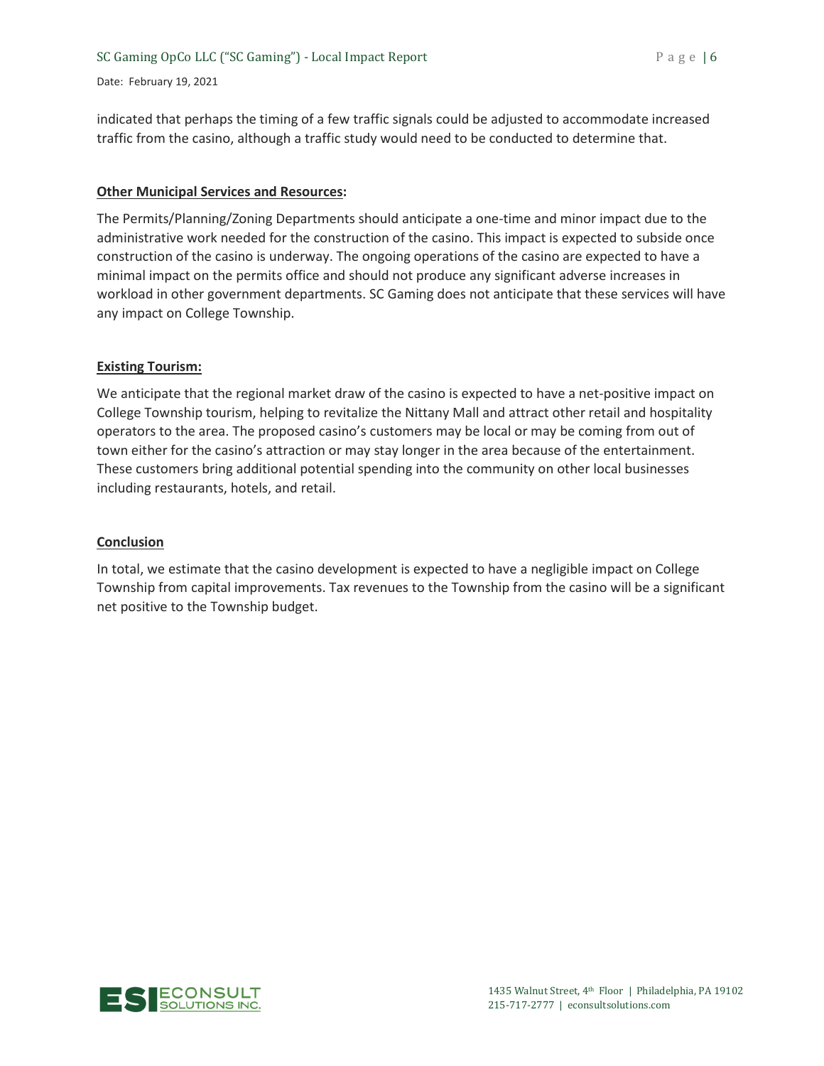indicated that perhaps the timing of a few traffic signals could be adjusted to accommodate increased traffic from the casino, although a traffic study would need to be conducted to determine that.

**Other Municipal Services and Resources:**

The Permits/Planning/Zoning Departments should anticipate a one-time and minor impact due to the administrative work needed for the construction of the casino. This impact is expected to subside once construction of the casino is underway. The ongoing operations of the casino are expected to have a minimal impact on the permits office and should not produce any significant adverse increases in workload in other government departments. SC Gaming does not anticipate that these services will have any impact on College Township.

**Existing Tourism:**

We anticipate that the regional market draw of the casino is expected to have a net-positive impact on College Township tourism, helping to revitalize the Nittany Mall and attract other retail and hospitality operators to the area. The proposed casino's customers may be local or may be coming from out of town either for the casino's attraction or may stay longer in the area because of the entertainment. These customers bring additional potential spending into the community on other local businesses including restaurants, hotels, and retail.

**Conclusion**

In total, we estimate that the casino development is expected to have a negligible impact on College Township from capital improvements. Tax revenues to the Township from the casino will be a significant net positive to the Township budget.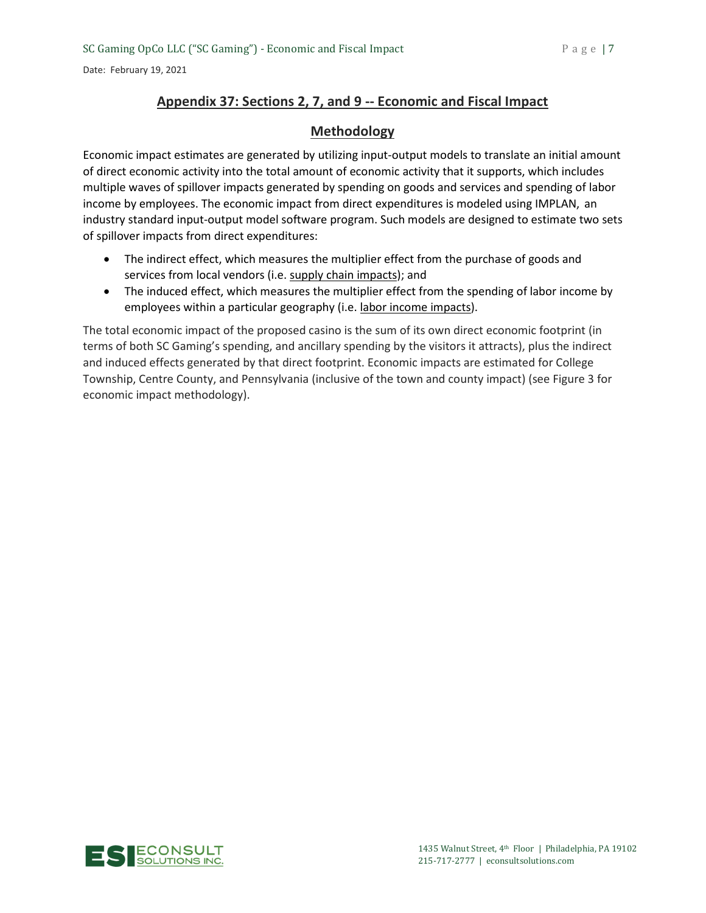## Appendix 37: Sections 2, 7, and 9 -- Economic and Fiscal Impact

### Methodology

Economic impact estimates are generated by utilizing input-output models to translate an initial amount of direct economic activity into the total amount of economic activity that it supports, which includes multiple waves of spillover impacts generated by spending on goods and services and spending of labor income by employees. The economic impact from direct expenditures is modeled using IMPLAN, an industry standard input-output model software program. Such models are designed to estimate two sets of spillover impacts from direct expenditures:

- The indirect effect, which measures the multiplier effect from the purchase of goods and services from local vendors (i.e. supply chain impacts); and
- The induced effect, which measures the multiplier effect from the spending of labor income by employees within a particular geography (i.e. labor income impacts).

The total economic impact of the proposed casino is the sum of its own direct economic footprint (in terms of both SC Gaming's spending, and ancillary spending by the visitors it attracts), plus the indirect and induced effects generated by that direct footprint. Economic impacts are estimated for College Township, Centre County, and Pennsylvania (inclusive of the town and county impact) (see Figure 3 for economic impact methodology).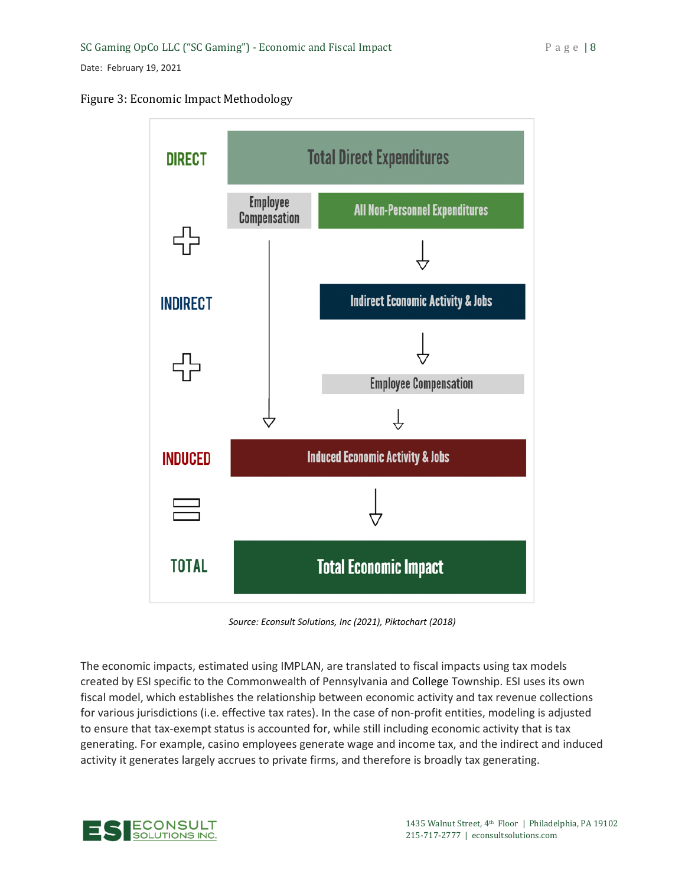Figure 3: Economic Impact Methodology

DIRECT

Total Direct Expenditures

Employee Compensation | All Non-Personnel Expenditures

+

INDIRECT

Indirect Economic Activity & Jobs

+

Employee Compensation

INDUCED

Induced Economic Activity & Jobs

=

TOTAL

Total Economic Impact

*Source: Econsult Solutions, Inc (2021), Piktochart (2018)*

The economic impacts, estimated using IMPLAN, are translated to fiscal impacts using tax models created by ESI specific to the Commonwealth of Pennsylvania and College Township. ESI uses its own fiscal model, which establishes the relationship between economic activity and tax revenue collections for various jurisdictions (i.e. effective tax rates). In the case of non-profit entities, modeling is adjusted to ensure that tax-exempt status is accounted for, while still including economic activity that is tax generating. For example, casino employees generate wage and income tax, and the indirect and induced activity it generates largely accrues to private firms, and therefore is broadly tax generating.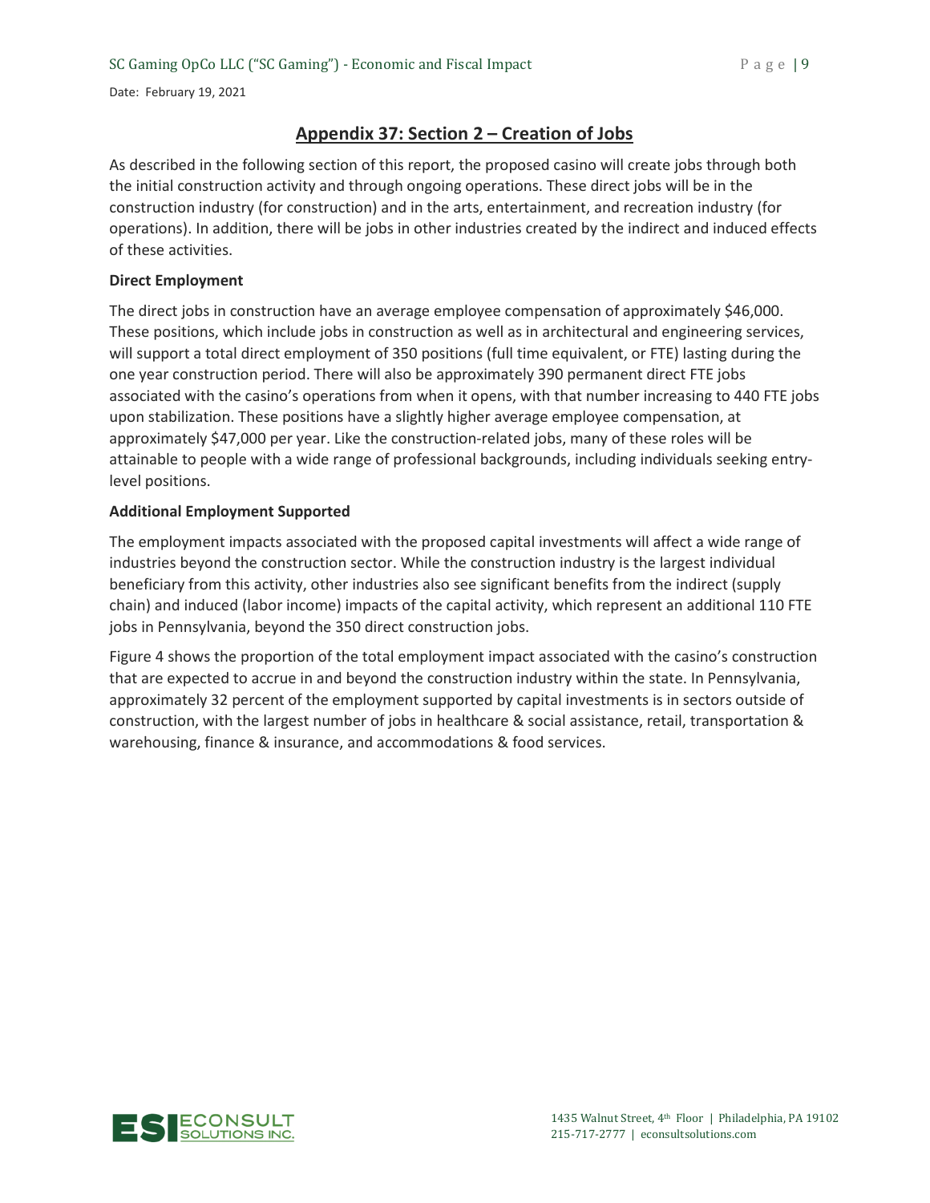## Appendix 37: Section 2 – Creation of Jobs

As described in the following section of this report, the proposed casino will create jobs through both the initial construction activity and through ongoing operations. These direct jobs will be in the construction industry (for construction) and in the arts, entertainment, and recreation industry (for operations). In addition, there will be jobs in other industries created by the indirect and induced effects of these activities.

**Direct Employment**

The direct jobs in construction have an average employee compensation of approximately $46,000. These positions, which include jobs in construction as well as in architectural and engineering services, will support a total direct employment of 350 positions (full time equivalent, or FTE) lasting during the one year construction period. There will also be approximately 390 permanent direct FTE jobs associated with the casino's operations from when it opens, with that number increasing to 440 FTE jobs upon stabilization. These positions have a slightly higher average employee compensation, at approximately $47,000 per year. Like the construction-related jobs, many of these roles will be attainable to people with a wide range of professional backgrounds, including individuals seeking entry-level positions.

**Additional Employment Supported**

The employment impacts associated with the proposed capital investments will affect a wide range of industries beyond the construction sector. While the construction industry is the largest individual beneficiary from this activity, other industries also see significant benefits from the indirect (supply chain) and induced (labor income) impacts of the capital activity, which represent an additional 110 FTE jobs in Pennsylvania, beyond the 350 direct construction jobs.

Figure 4 shows the proportion of the total employment impact associated with the casino's construction that are expected to accrue in and beyond the construction industry within the state. In Pennsylvania, approximately 32 percent of the employment supported by capital investments is in sectors outside of construction, with the largest number of jobs in healthcare & social assistance, retail, transportation & warehousing, finance & insurance, and accommodations & food services.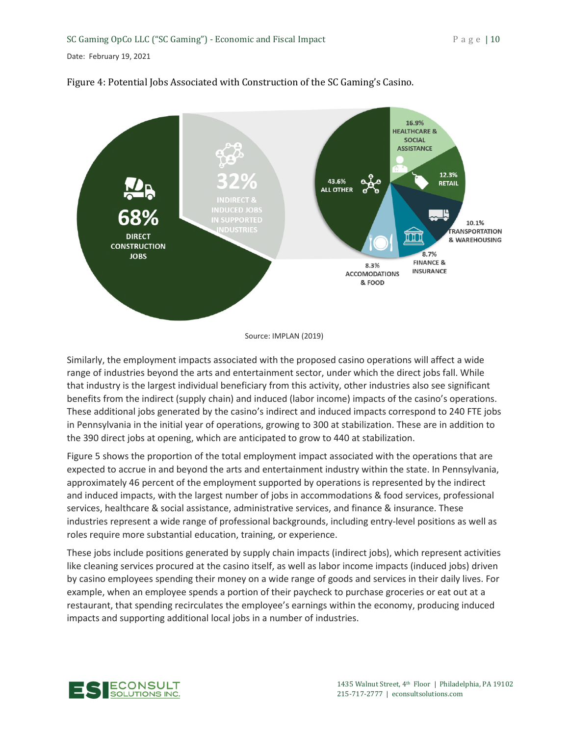Figure 4: Potential Jobs Associated with Construction of the SC Gaming's Casino.

68% DIRECT CONSTRUCTION JOBS

32% INDIRECT & INDUCED JOBS IN SUPPORTED INDUSTRIES

16.9% HEALTHCARE & SOCIAL ASSISTANCE

12.3% RETAIL

10.1% TRANSPORTATION & WAREHOUSING

8.7% FINANCE & INSURANCE

8.3% ACCOMODATIONS & FOOD

43.6% ALL OTHER

Source: IMPLAN (2019)

Similarly, the employment impacts associated with the proposed casino operations will affect a wide range of industries beyond the arts and entertainment sector, under which the direct jobs fall. While that industry is the largest individual beneficiary from this activity, other industries also see significant benefits from the indirect (supply chain) and induced (labor income) impacts of the casino's operations. These additional jobs generated by the casino's indirect and induced impacts correspond to 240 FTE jobs in Pennsylvania in the initial year of operations, growing to 300 at stabilization. These are in addition to the 390 direct jobs at opening, which are anticipated to grow to 440 at stabilization.

Figure 5 shows the proportion of the total employment impact associated with the operations that are expected to accrue in and beyond the arts and entertainment industry within the state. In Pennsylvania, approximately 46 percent of the employment supported by operations is represented by the indirect and induced impacts, with the largest number of jobs in accommodations & food services, professional services, healthcare & social assistance, administrative services, and finance & insurance. These industries represent a wide range of professional backgrounds, including entry-level positions as well as roles require more substantial education, training, or experience.

These jobs include positions generated by supply chain impacts (indirect jobs), which represent activities like cleaning services procured at the casino itself, as well as labor income impacts (induced jobs) driven by casino employees spending their money on a wide range of goods and services in their daily lives. For example, when an employee spends a portion of their paycheck to purchase groceries or eat out at a restaurant, that spending recirculates the employee's earnings within the economy, producing induced impacts and supporting additional local jobs in a number of industries.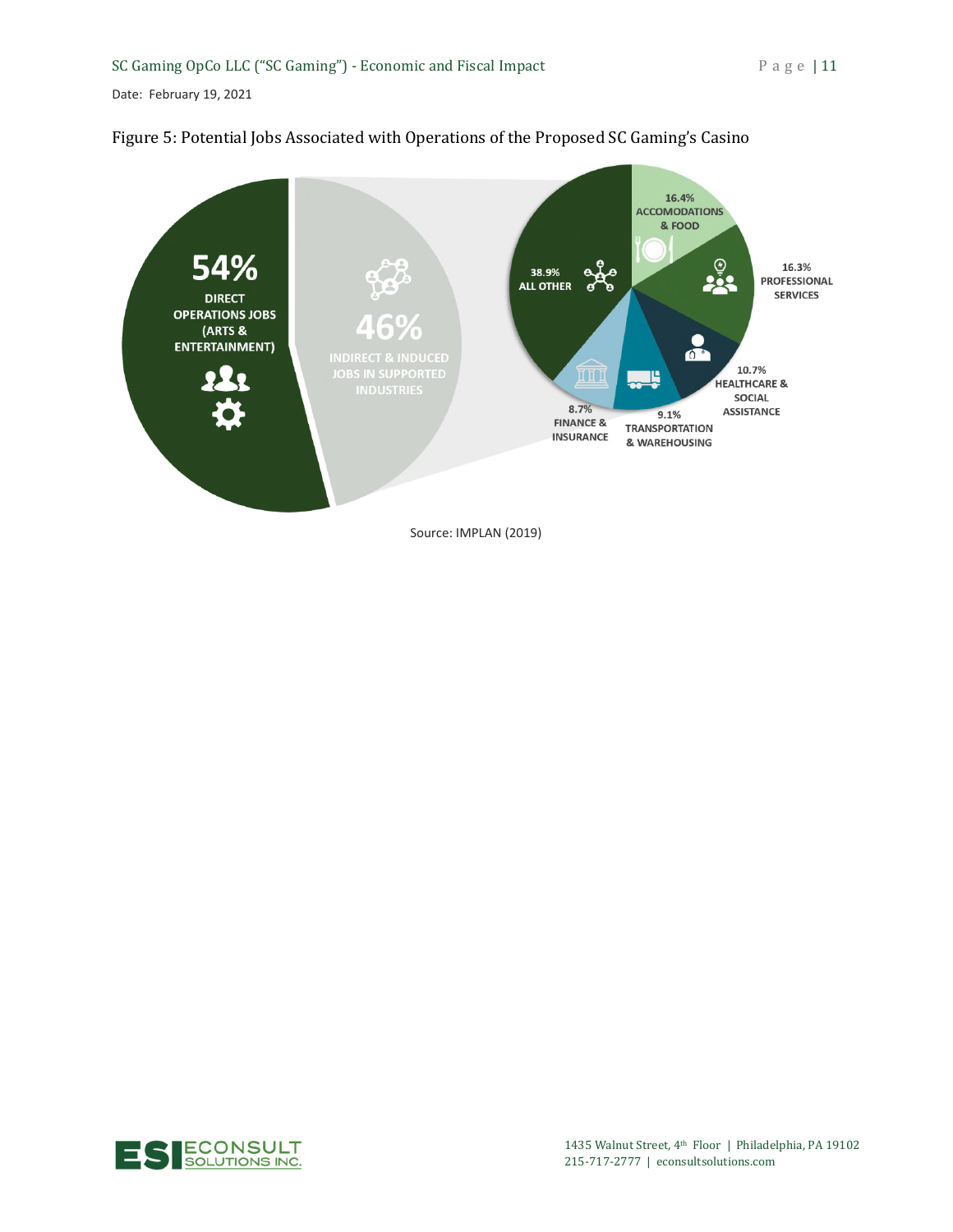Figure 5: Potential Jobs Associated with Operations of the Proposed SC Gaming's Casino

54% DIRECT OPERATIONS JOBS (ARTS & ENTERTAINMENT)

46% INDIRECT & INDUCED JOBS IN SUPPORTED INDUSTRIES

- 16.4% ACCOMODATIONS & FOOD
- 16.3% PROFESSIONAL SERVICES
- 10.7% HEALTHCARE & SOCIAL ASSISTANCE
- 9.1% TRANSPORTATION & WAREHOUSING
- 8.7% FINANCE & INSURANCE
- 38.9% ALL OTHER

Source: IMPLAN (2019)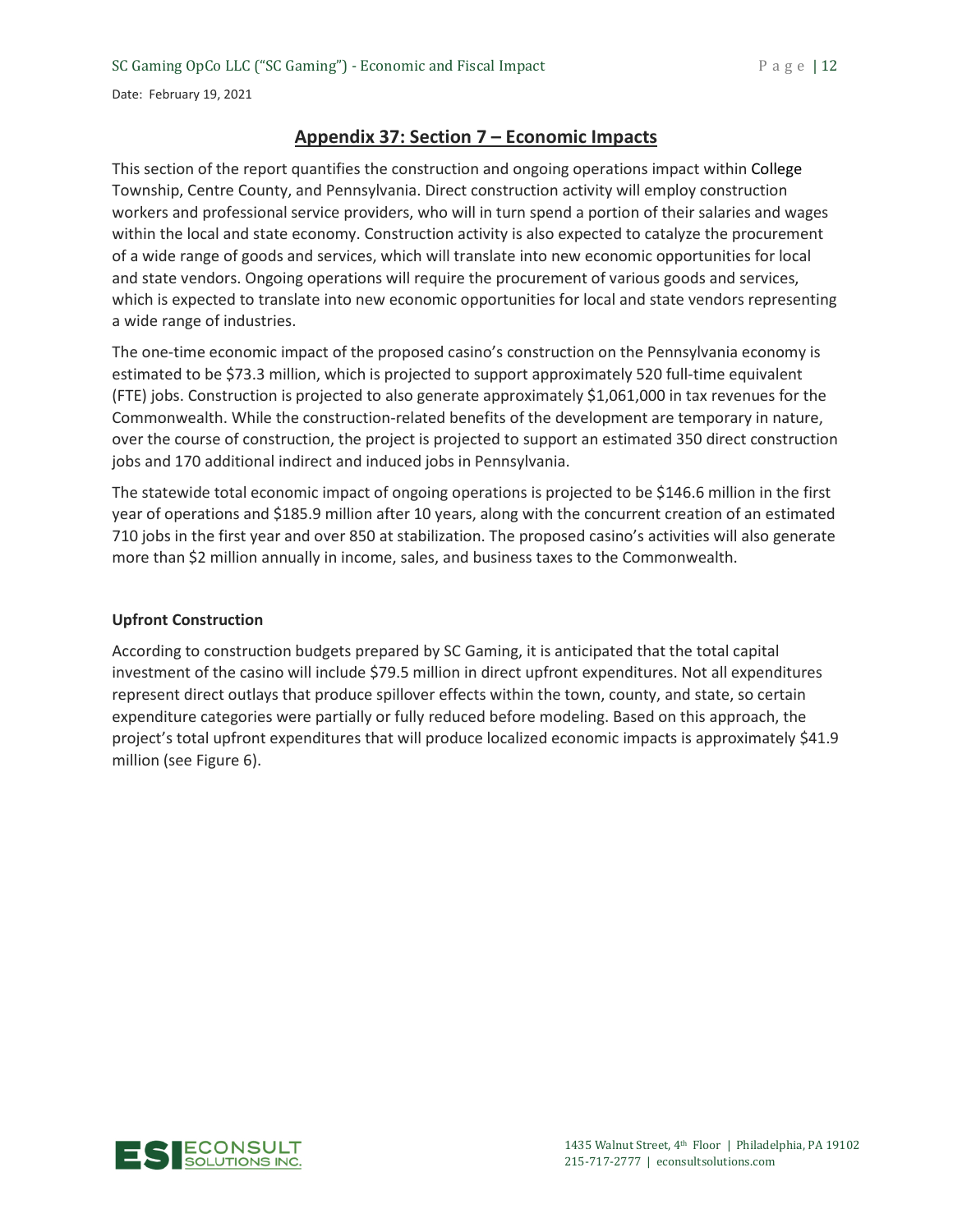## Appendix 37: Section 7 – Economic Impacts

This section of the report quantifies the construction and ongoing operations impact within College Township, Centre County, and Pennsylvania. Direct construction activity will employ construction workers and professional service providers, who will in turn spend a portion of their salaries and wages within the local and state economy. Construction activity is also expected to catalyze the procurement of a wide range of goods and services, which will translate into new economic opportunities for local and state vendors. Ongoing operations will require the procurement of various goods and services, which is expected to translate into new economic opportunities for local and state vendors representing a wide range of industries.

The one-time economic impact of the proposed casino's construction on the Pennsylvania economy is estimated to be $73.3 million, which is projected to support approximately 520 full-time equivalent (FTE) jobs. Construction is projected to also generate approximately $1,061,000 in tax revenues for the Commonwealth. While the construction-related benefits of the development are temporary in nature, over the course of construction, the project is projected to support an estimated 350 direct construction jobs and 170 additional indirect and induced jobs in Pennsylvania.

The statewide total economic impact of ongoing operations is projected to be $146.6 million in the first year of operations and $185.9 million after 10 years, along with the concurrent creation of an estimated 710 jobs in the first year and over 850 at stabilization. The proposed casino's activities will also generate more than $2 million annually in income, sales, and business taxes to the Commonwealth.

### Upfront Construction

According to construction budgets prepared by SC Gaming, it is anticipated that the total capital investment of the casino will include $79.5 million in direct upfront expenditures. Not all expenditures represent direct outlays that produce spillover effects within the town, county, and state, so certain expenditure categories were partially or fully reduced before modeling. Based on this approach, the project's total upfront expenditures that will produce localized economic impacts is approximately $41.9 million (see Figure 6).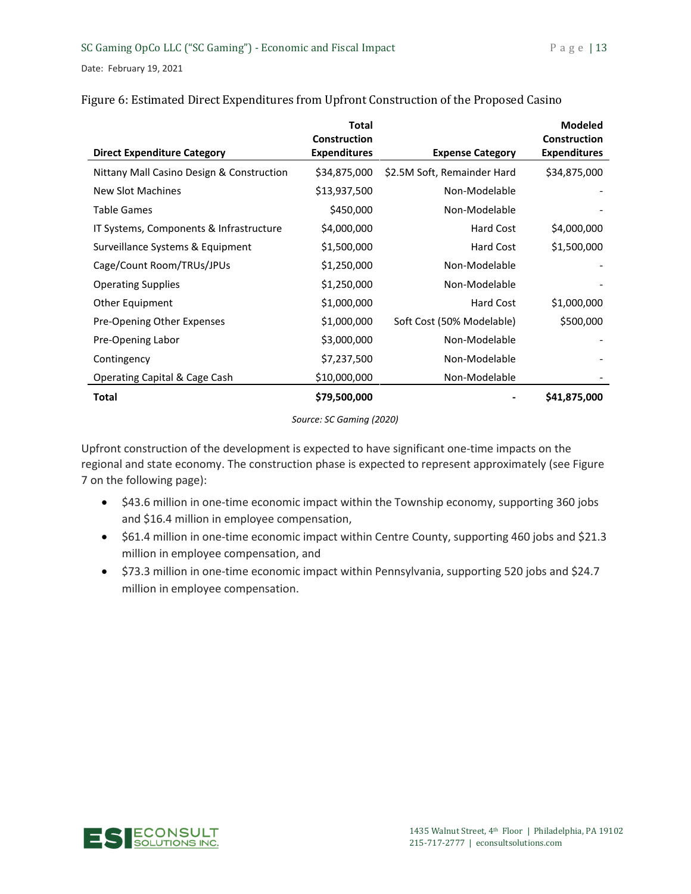Figure 6: Estimated Direct Expenditures from Upfront Construction of the Proposed Casino

| Direct Expenditure Category | Total Construction Expenditures | Expense Category | Modeled Construction Expenditures |
| --- | --- | --- | --- |
| Nittany Mall Casino Design & Construction | $34,875,000 | $2.5M Soft, Remainder Hard | $34,875,000 |
| New Slot Machines | $13,937,500 | Non-Modelable | - |
| Table Games | $450,000 | Non-Modelable | - |
| IT Systems, Components & Infrastructure | $4,000,000 | Hard Cost | $4,000,000 |
| Surveillance Systems & Equipment | $1,500,000 | Hard Cost | $1,500,000 |
| Cage/Count Room/TRUs/JPUs | $1,250,000 | Non-Modelable | - |
| Operating Supplies | $1,250,000 | Non-Modelable | - |
| Other Equipment | $1,000,000 | Hard Cost | $1,000,000 |
| Pre-Opening Other Expenses | $1,000,000 | Soft Cost (50% Modelable) | $500,000 |
| Pre-Opening Labor | $3,000,000 | Non-Modelable | - |
| Contingency | $7,237,500 | Non-Modelable | - |
| Operating Capital & Cage Cash | $10,000,000 | Non-Modelable | - |
| **Total** | **$79,500,000** | **-** | **$41,875,000** |

*Source: SC Gaming (2020)*

Upfront construction of the development is expected to have significant one-time impacts on the regional and state economy. The construction phase is expected to represent approximately (see Figure 7 on the following page):

- $43.6 million in one-time economic impact within the Township economy, supporting 360 jobs and $16.4 million in employee compensation,
- $61.4 million in one-time economic impact within Centre County, supporting 460 jobs and $21.3 million in employee compensation, and
- $73.3 million in one-time economic impact within Pennsylvania, supporting 520 jobs and $24.7 million in employee compensation.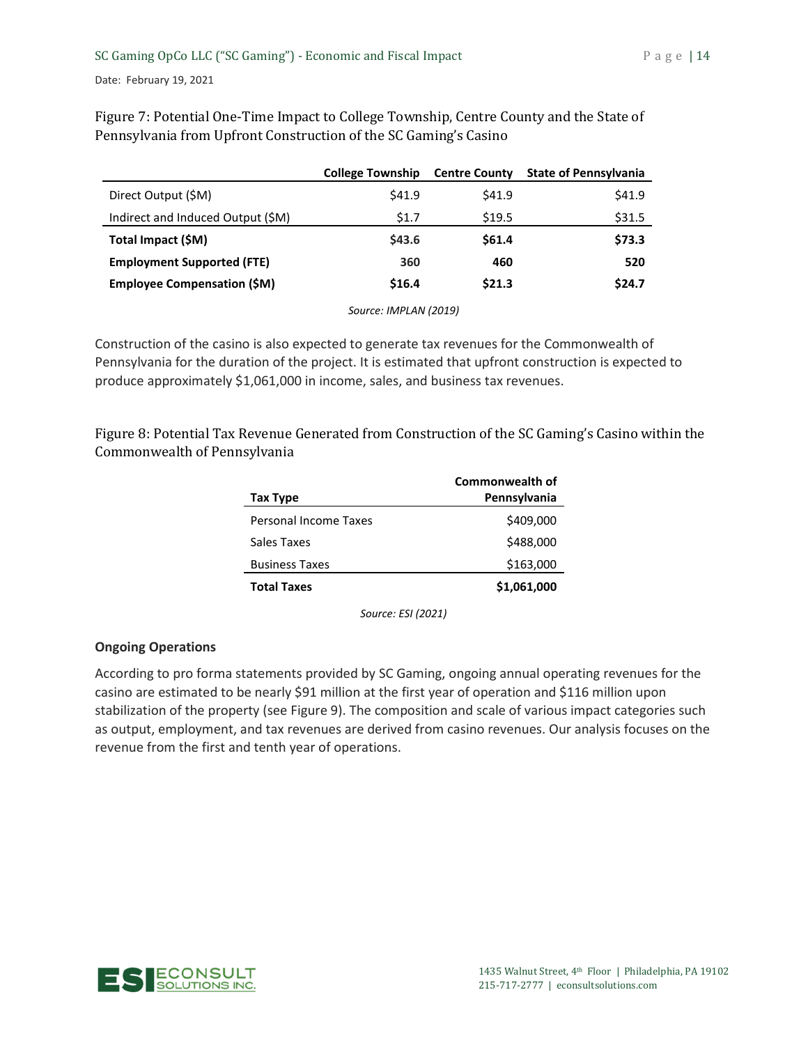Figure 7: Potential One-Time Impact to College Township, Centre County and the State of Pennsylvania from Upfront Construction of the SC Gaming's Casino

| | College Township | Centre County | State of Pennsylvania |
|---|---|---|---|
| Direct Output ($M) | $41.9 | $41.9 | $41.9 |
| Indirect and Induced Output ($M) | $1.7 | $19.5 | $31.5 |
| **Total Impact ($M)** | **$43.6** | **$61.4** | **$73.3** |
| **Employment Supported (FTE)** | **360** | **460** | **520** |
| **Employee Compensation ($M)** | **$16.4** | **$21.3** | **$24.7** |

*Source: IMPLAN (2019)*

Construction of the casino is also expected to generate tax revenues for the Commonwealth of Pennsylvania for the duration of the project. It is estimated that upfront construction is expected to produce approximately $1,061,000 in income, sales, and business tax revenues.

Figure 8: Potential Tax Revenue Generated from Construction of the SC Gaming's Casino within the Commonwealth of Pennsylvania

| Tax Type | Commonwealth of Pennsylvania |
|---|---|
| Personal Income Taxes | $409,000 |
| Sales Taxes | $488,000 |
| Business Taxes | $163,000 |
| **Total Taxes** | **$1,061,000** |

*Source: ESI (2021)*

**Ongoing Operations**

According to pro forma statements provided by SC Gaming, ongoing annual operating revenues for the casino are estimated to be nearly $91 million at the first year of operation and $116 million upon stabilization of the property (see Figure 9). The composition and scale of various impact categories such as output, employment, and tax revenues are derived from casino revenues. Our analysis focuses on the revenue from the first and tenth year of operations.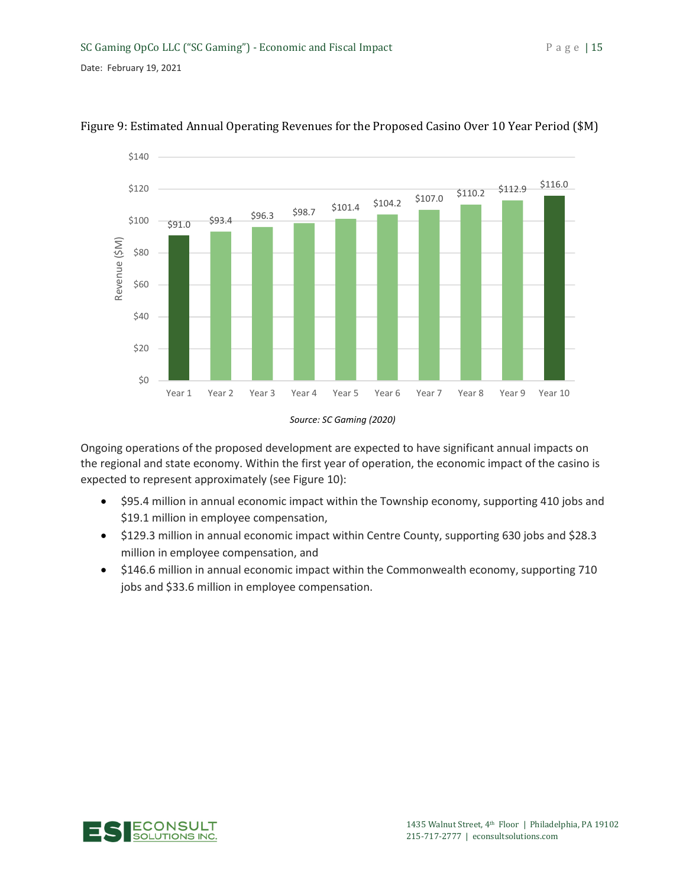Figure 9: Estimated Annual Operating Revenues for the Proposed Casino Over 10 Year Period ($M)

| Year | Revenue ($M) |
|---|---|
| Year 1 | $91.0 |
| Year 2 | $93.4 |
| Year 3 | $96.3 |
| Year 4 | $98.7 |
| Year 5 | $101.4 |
| Year 6 | $104.2 |
| Year 7 | $107.0 |
| Year 8 | $110.2 |
| Year 9 | $112.9 |
| Year 10 | $116.0 |

*Source: SC Gaming (2020)*

Ongoing operations of the proposed development are expected to have significant annual impacts on the regional and state economy. Within the first year of operation, the economic impact of the casino is expected to represent approximately (see Figure 10):

- $95.4 million in annual economic impact within the Township economy, supporting 410 jobs and $19.1 million in employee compensation,
- $129.3 million in annual economic impact within Centre County, supporting 630 jobs and $28.3 million in employee compensation, and
- $146.6 million in annual economic impact within the Commonwealth economy, supporting 710 jobs and $33.6 million in employee compensation.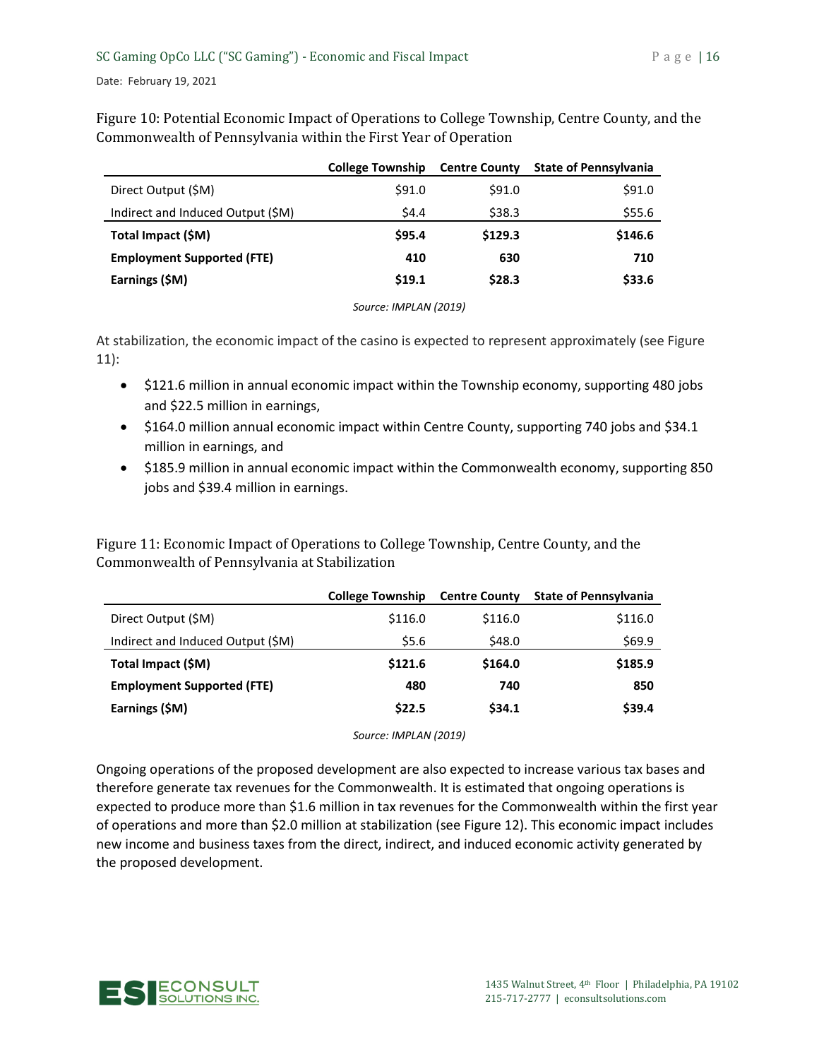Figure 10: Potential Economic Impact of Operations to College Township, Centre County, and the Commonwealth of Pennsylvania within the First Year of Operation

| | College Township | Centre County | State of Pennsylvania |
|---|---|---|---|
| Direct Output ($M) | $91.0 | $91.0 | $91.0 |
| Indirect and Induced Output ($M) | $4.4 | $38.3 | $55.6 |
| **Total Impact ($M)** | **$95.4** | **$129.3** | **$146.6** |
| **Employment Supported (FTE)** | **410** | **630** | **710** |
| **Earnings ($M)** | **$19.1** | **$28.3** | **$33.6** |

*Source: IMPLAN (2019)*

At stabilization, the economic impact of the casino is expected to represent approximately (see Figure 11):

- $121.6 million in annual economic impact within the Township economy, supporting 480 jobs and $22.5 million in earnings,
- $164.0 million annual economic impact within Centre County, supporting 740 jobs and $34.1 million in earnings, and
- $185.9 million in annual economic impact within the Commonwealth economy, supporting 850 jobs and $39.4 million in earnings.

Figure 11: Economic Impact of Operations to College Township, Centre County, and the Commonwealth of Pennsylvania at Stabilization

| | College Township | Centre County | State of Pennsylvania |
|---|---|---|---|
| Direct Output ($M) | $116.0 | $116.0 | $116.0 |
| Indirect and Induced Output ($M) | $5.6 | $48.0 | $69.9 |
| **Total Impact ($M)** | **$121.6** | **$164.0** | **$185.9** |
| **Employment Supported (FTE)** | **480** | **740** | **850** |
| **Earnings ($M)** | **$22.5** | **$34.1** | **$39.4** |

*Source: IMPLAN (2019)*

Ongoing operations of the proposed development are also expected to increase various tax bases and therefore generate tax revenues for the Commonwealth. It is estimated that ongoing operations is expected to produce more than $1.6 million in tax revenues for the Commonwealth within the first year of operations and more than $2.0 million at stabilization (see Figure 12). This economic impact includes new income and business taxes from the direct, indirect, and induced economic activity generated by the proposed development.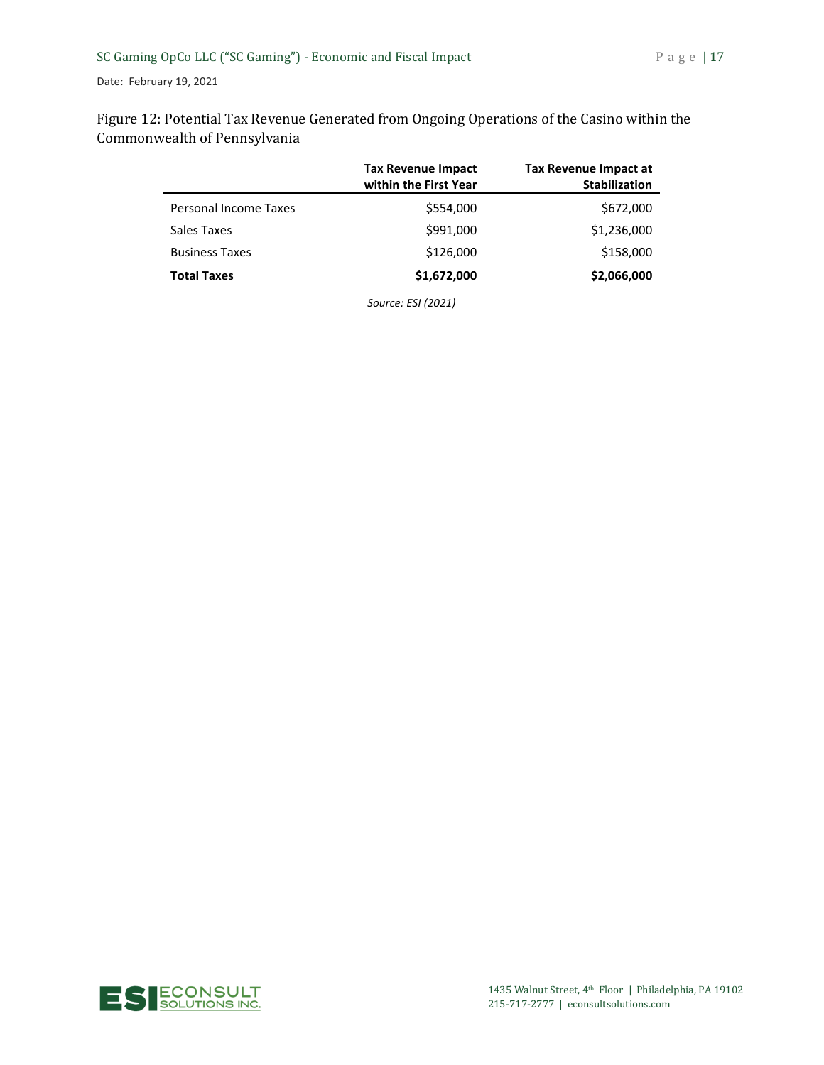Figure 12: Potential Tax Revenue Generated from Ongoing Operations of the Casino within the Commonwealth of Pennsylvania

| | Tax Revenue Impact within the First Year | Tax Revenue Impact at Stabilization |
|---|---:|---:|
| Personal Income Taxes | $554,000 | $672,000 |
| Sales Taxes | $991,000 | $1,236,000 |
| Business Taxes | $126,000 | $158,000 |
| **Total Taxes** | **$1,672,000** | **$2,066,000** |

*Source: ESI (2021)*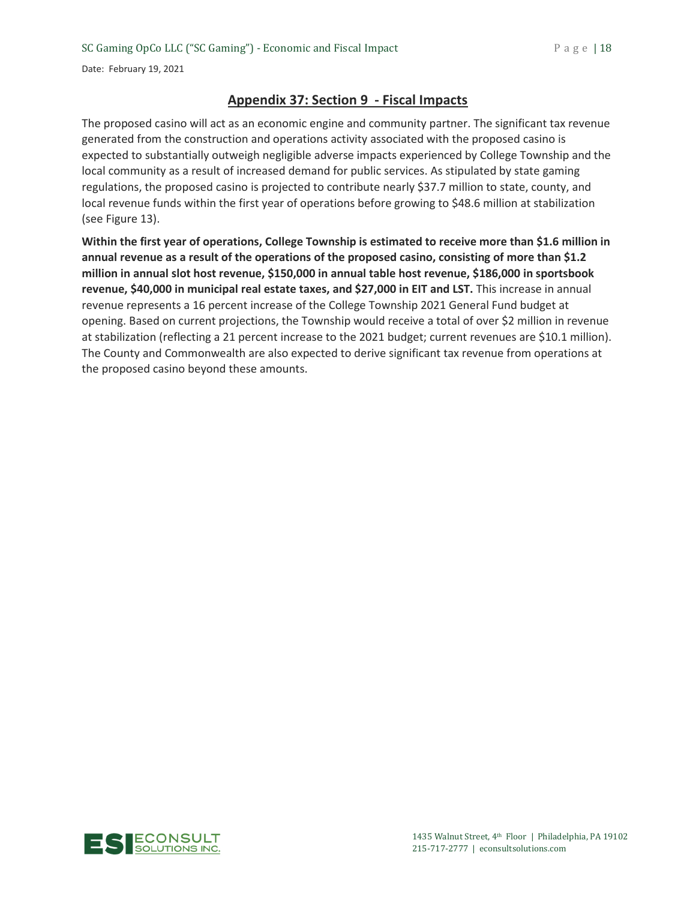## Appendix 37: Section 9 - Fiscal Impacts

The proposed casino will act as an economic engine and community partner. The significant tax revenue generated from the construction and operations activity associated with the proposed casino is expected to substantially outweigh negligible adverse impacts experienced by College Township and the local community as a result of increased demand for public services. As stipulated by state gaming regulations, the proposed casino is projected to contribute nearly $37.7 million to state, county, and local revenue funds within the first year of operations before growing to $48.6 million at stabilization (see Figure 13).

**Within the first year of operations, College Township is estimated to receive more than $1.6 million in annual revenue as a result of the operations of the proposed casino, consisting of more than $1.2 million in annual slot host revenue, $150,000 in annual table host revenue, $186,000 in sportsbook revenue, $40,000 in municipal real estate taxes, and $27,000 in EIT and LST.** This increase in annual revenue represents a 16 percent increase of the College Township 2021 General Fund budget at opening. Based on current projections, the Township would receive a total of over $2 million in revenue at stabilization (reflecting a 21 percent increase to the 2021 budget; current revenues are $10.1 million). The County and Commonwealth are also expected to derive significant tax revenue from operations at the proposed casino beyond these amounts.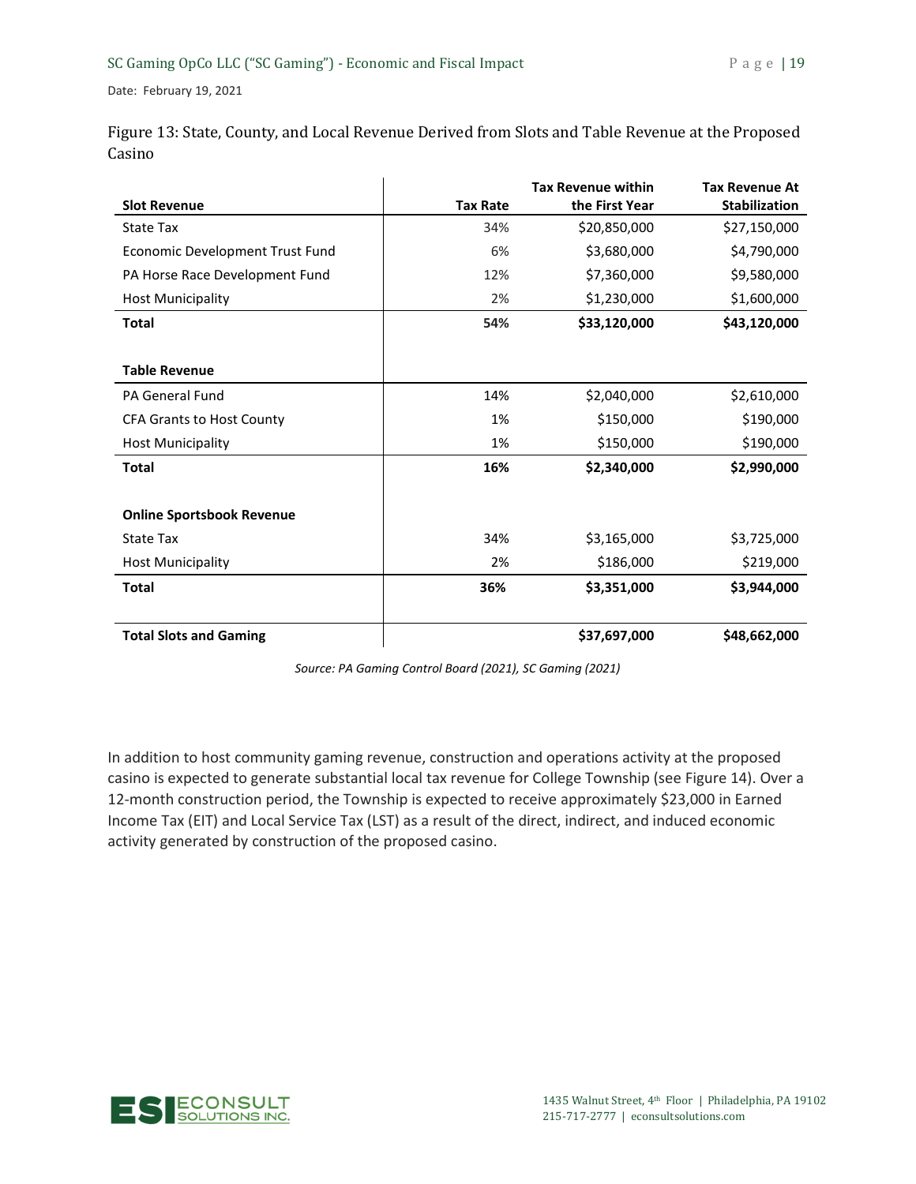Figure 13: State, County, and Local Revenue Derived from Slots and Table Revenue at the Proposed Casino

| Slot Revenue | Tax Rate | Tax Revenue within the First Year | Tax Revenue At Stabilization |
|---|---|---|---|
| State Tax | 34% | $20,850,000 | $27,150,000 |
| Economic Development Trust Fund | 6% | $3,680,000 | $4,790,000 |
| PA Horse Race Development Fund | 12% | $7,360,000 | $9,580,000 |
| Host Municipality | 2% | $1,230,000 | $1,600,000 |
| **Total** | **54%** | **$33,120,000** | **$43,120,000** |
| | | | |
| **Table Revenue** | | | |
| PA General Fund | 14% | $2,040,000 | $2,610,000 |
| CFA Grants to Host County | 1% | $150,000 | $190,000 |
| Host Municipality | 1% | $150,000 | $190,000 |
| **Total** | **16%** | **$2,340,000** | **$2,990,000** |
| | | | |
| **Online Sportsbook Revenue** | | | |
| State Tax | 34% | $3,165,000 | $3,725,000 |
| Host Municipality | 2% | $186,000 | $219,000 |
| **Total** | **36%** | **$3,351,000** | **$3,944,000** |
| | | | |
| **Total Slots and Gaming** | | **$37,697,000** | **$48,662,000** |

*Source: PA Gaming Control Board (2021), SC Gaming (2021)*

In addition to host community gaming revenue, construction and operations activity at the proposed casino is expected to generate substantial local tax revenue for College Township (see Figure 14). Over a 12-month construction period, the Township is expected to receive approximately $23,000 in Earned Income Tax (EIT) and Local Service Tax (LST) as a result of the direct, indirect, and induced economic activity generated by construction of the proposed casino.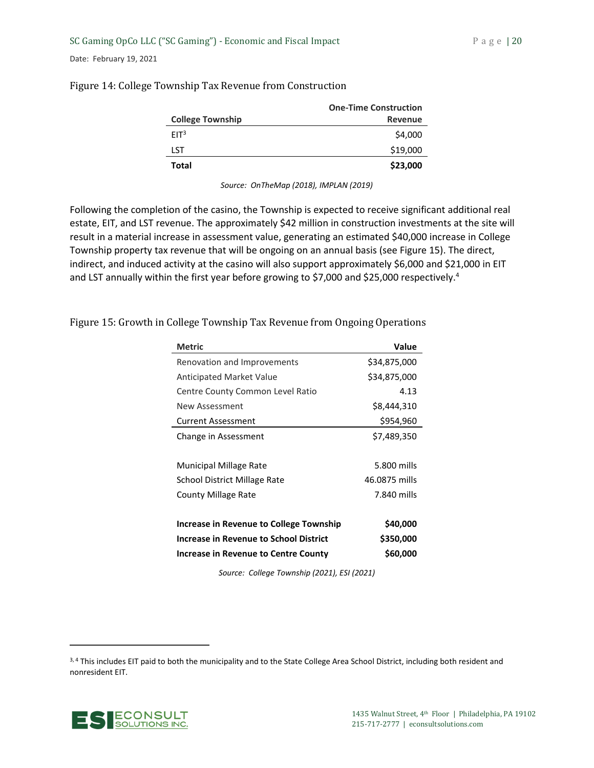Figure 14: College Township Tax Revenue from Construction

| College Township | One-Time Construction Revenue |
|---|---|
| EIT[3] | $4,000 |
| LST | $19,000 |
| **Total** | **$23,000** |

*Source: OnTheMap (2018), IMPLAN (2019)*

Following the completion of the casino, the Township is expected to receive significant additional real estate, EIT, and LST revenue. The approximately $42 million in construction investments at the site will result in a material increase in assessment value, generating an estimated $40,000 increase in College Township property tax revenue that will be ongoing on an annual basis (see Figure 15). The direct, indirect, and induced activity at the casino will also support approximately $6,000 and $21,000 in EIT and LST annually within the first year before growing to $7,000 and $25,000 respectively.[4]

Figure 15: Growth in College Township Tax Revenue from Ongoing Operations

| Metric | Value |
|---|---|
| Renovation and Improvements | $34,875,000 |
| Anticipated Market Value | $34,875,000 |
| Centre County Common Level Ratio | 4.13 |
| New Assessment | $8,444,310 |
| Current Assessment | $954,960 |
| Change in Assessment | $7,489,350 |
| | |
| Municipal Millage Rate | 5.800 mills |
| School District Millage Rate | 46.0875 mills |
| County Millage Rate | 7.840 mills |
| | |
| **Increase in Revenue to College Township** | **$40,000** |
| **Increase in Revenue to School District** | **$350,000** |
| **Increase in Revenue to Centre County** | **$60,000** |

*Source: College Township (2021), ESI (2021)*

[3, 4] This includes EIT paid to both the municipality and to the State College Area School District, including both resident and nonresident EIT.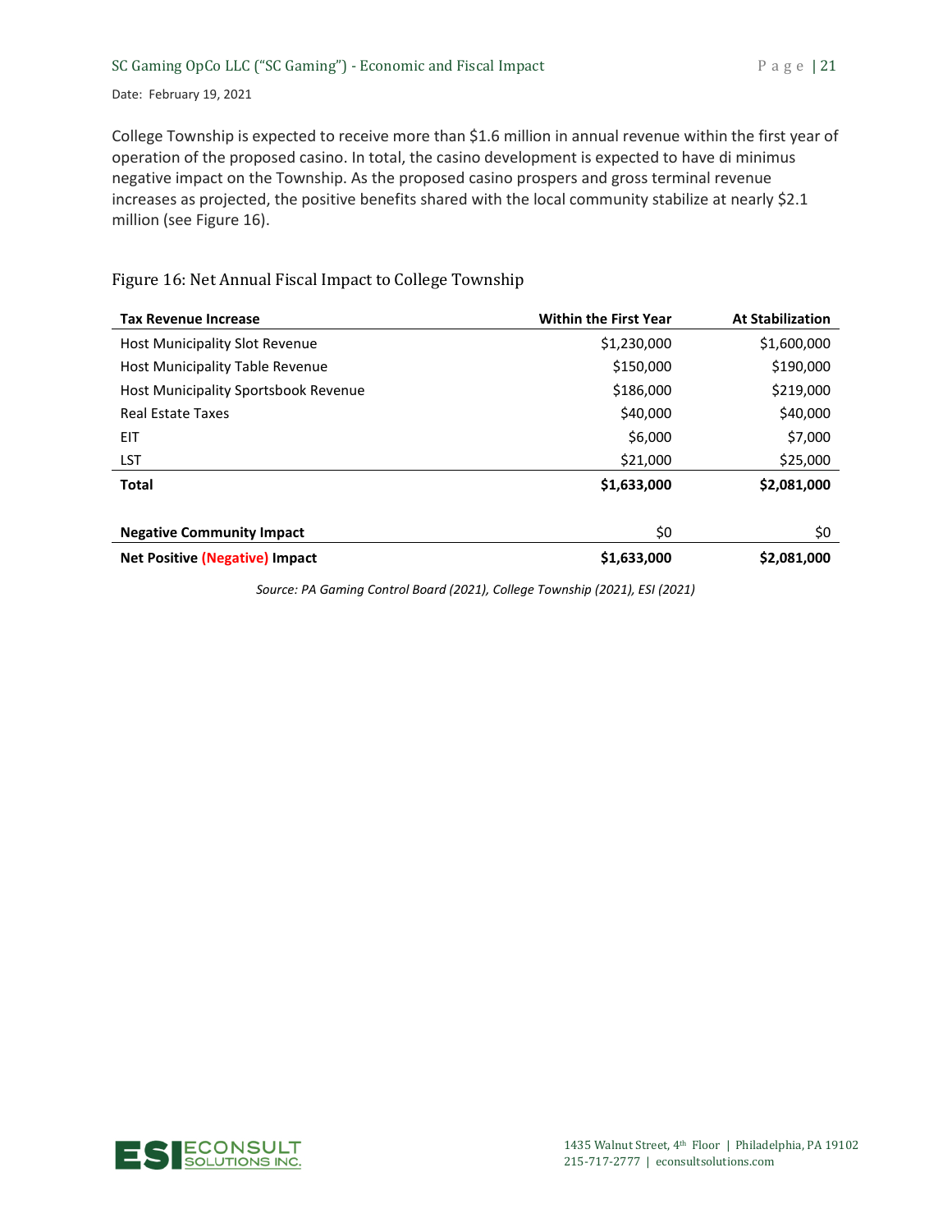College Township is expected to receive more than $1.6 million in annual revenue within the first year of operation of the proposed casino. In total, the casino development is expected to have di minimus negative impact on the Township. As the proposed casino prospers and gross terminal revenue increases as projected, the positive benefits shared with the local community stabilize at nearly $2.1 million (see Figure 16).

### Figure 16: Net Annual Fiscal Impact to College Township

| Tax Revenue Increase | Within the First Year | At Stabilization |
|---|---|---|
| Host Municipality Slot Revenue | $1,230,000 | $1,600,000 |
| Host Municipality Table Revenue | $150,000 | $190,000 |
| Host Municipality Sportsbook Revenue | $186,000 | $219,000 |
| Real Estate Taxes | $40,000 | $40,000 |
| EIT | $6,000 | $7,000 |
| LST | $21,000 | $25,000 |
| **Total** | **$1,633,000** | **$2,081,000** |
| | | |
| **Negative Community Impact** | $0 | $0 |
| **Net Positive (Negative) Impact** | **$1,633,000** | **$2,081,000** |

*Source: PA Gaming Control Board (2021), College Township (2021), ESI (2021)*